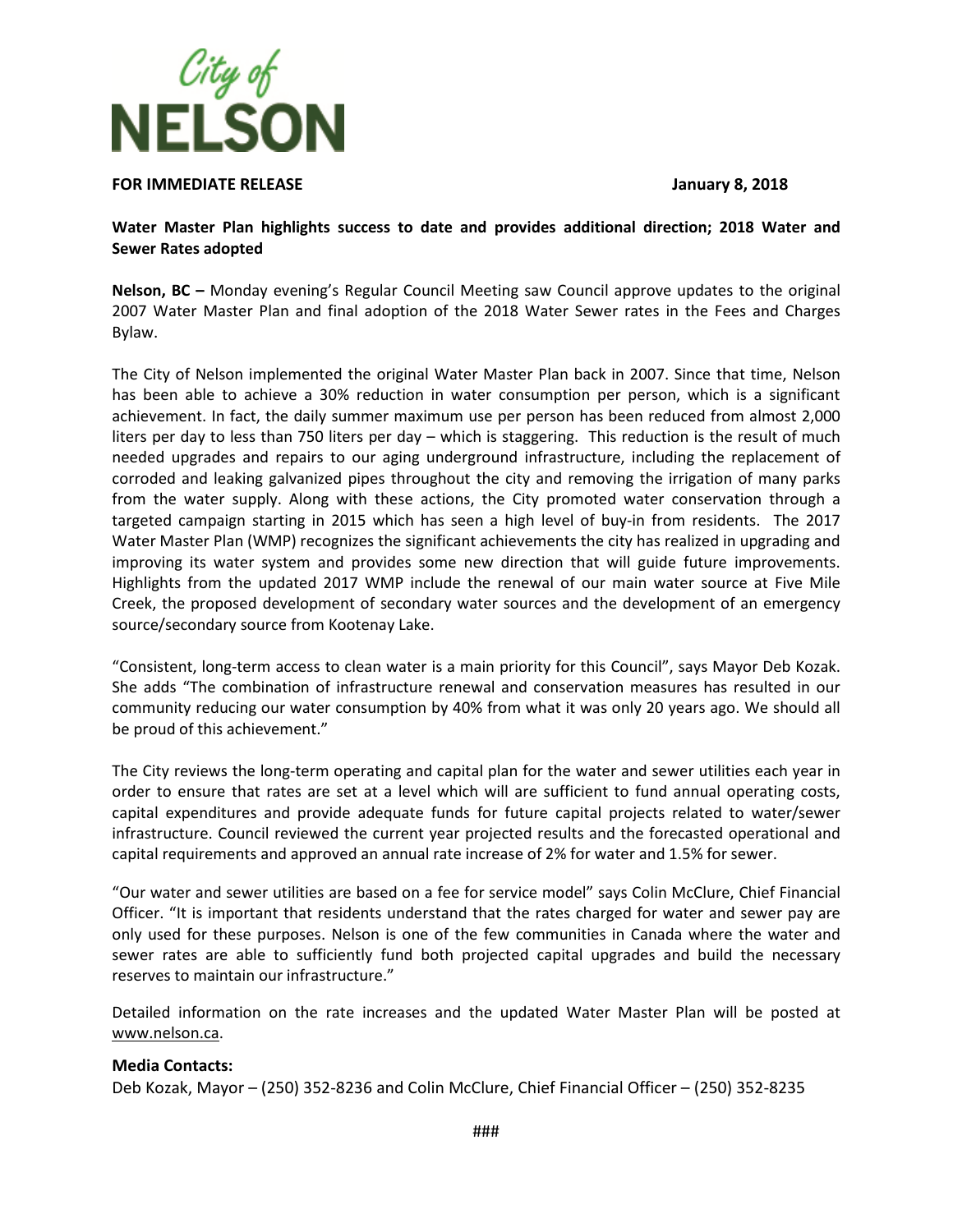City of NELSON

**FOR IMMEDIATE RELEASE** **January 8, 2018**

**Water Master Plan highlights success to date and provides additional direction; 2018 Water and Sewer Rates adopted**

**Nelson, BC –** Monday evening's Regular Council Meeting saw Council approve updates to the original 2007 Water Master Plan and final adoption of the 2018 Water Sewer rates in the Fees and Charges Bylaw.

The City of Nelson implemented the original Water Master Plan back in 2007. Since that time, Nelson has been able to achieve a 30% reduction in water consumption per person, which is a significant achievement. In fact, the daily summer maximum use per person has been reduced from almost 2,000 liters per day to less than 750 liters per day – which is staggering. This reduction is the result of much needed upgrades and repairs to our aging underground infrastructure, including the replacement of corroded and leaking galvanized pipes throughout the city and removing the irrigation of many parks from the water supply. Along with these actions, the City promoted water conservation through a targeted campaign starting in 2015 which has seen a high level of buy-in from residents. The 2017 Water Master Plan (WMP) recognizes the significant achievements the city has realized in upgrading and improving its water system and provides some new direction that will guide future improvements. Highlights from the updated 2017 WMP include the renewal of our main water source at Five Mile Creek, the proposed development of secondary water sources and the development of an emergency source/secondary source from Kootenay Lake.

"Consistent, long-term access to clean water is a main priority for this Council", says Mayor Deb Kozak. She adds "The combination of infrastructure renewal and conservation measures has resulted in our community reducing our water consumption by 40% from what it was only 20 years ago. We should all be proud of this achievement."

The City reviews the long-term operating and capital plan for the water and sewer utilities each year in order to ensure that rates are set at a level which will are sufficient to fund annual operating costs, capital expenditures and provide adequate funds for future capital projects related to water/sewer infrastructure. Council reviewed the current year projected results and the forecasted operational and capital requirements and approved an annual rate increase of 2% for water and 1.5% for sewer.

"Our water and sewer utilities are based on a fee for service model" says Colin McClure, Chief Financial Officer. "It is important that residents understand that the rates charged for water and sewer pay are only used for these purposes. Nelson is one of the few communities in Canada where the water and sewer rates are able to sufficiently fund both projected capital upgrades and build the necessary reserves to maintain our infrastructure."

Detailed information on the rate increases and the updated Water Master Plan will be posted at www.nelson.ca.

**Media Contacts:**

Deb Kozak, Mayor – (250) 352-8236 and Colin McClure, Chief Financial Officer – (250) 352-8235

###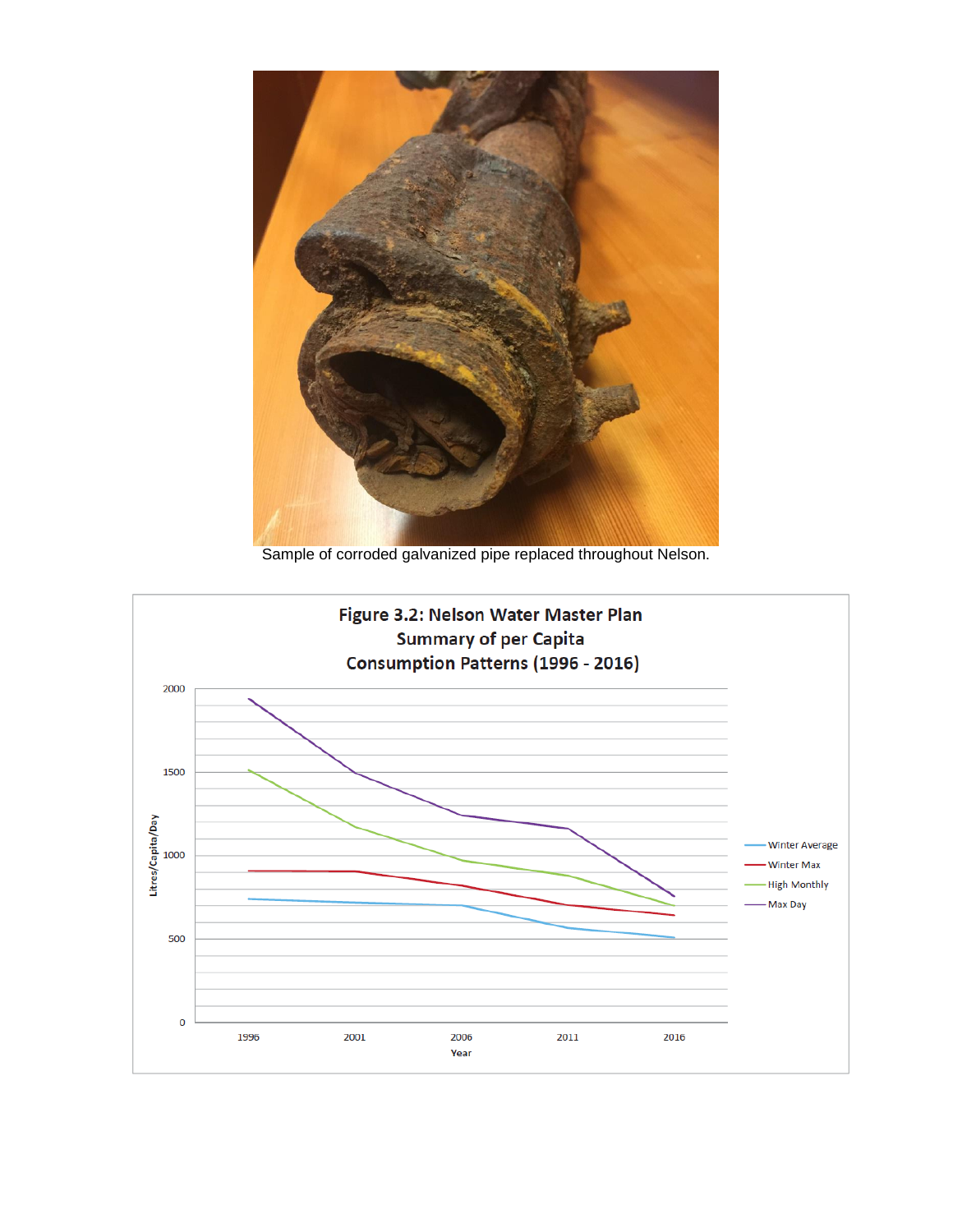Sample of corroded galvanized pipe replaced throughout Nelson.

Figure 3.2: Nelson Water Master Plan
Summary of per Capita
Consumption Patterns (1996 - 2016)

Litres/Capita/Day

2000
1500
1000
500
0

1996
2001
2006
2011
2016

Year

Winter Average
Winter Max
High Monthly
Max Day